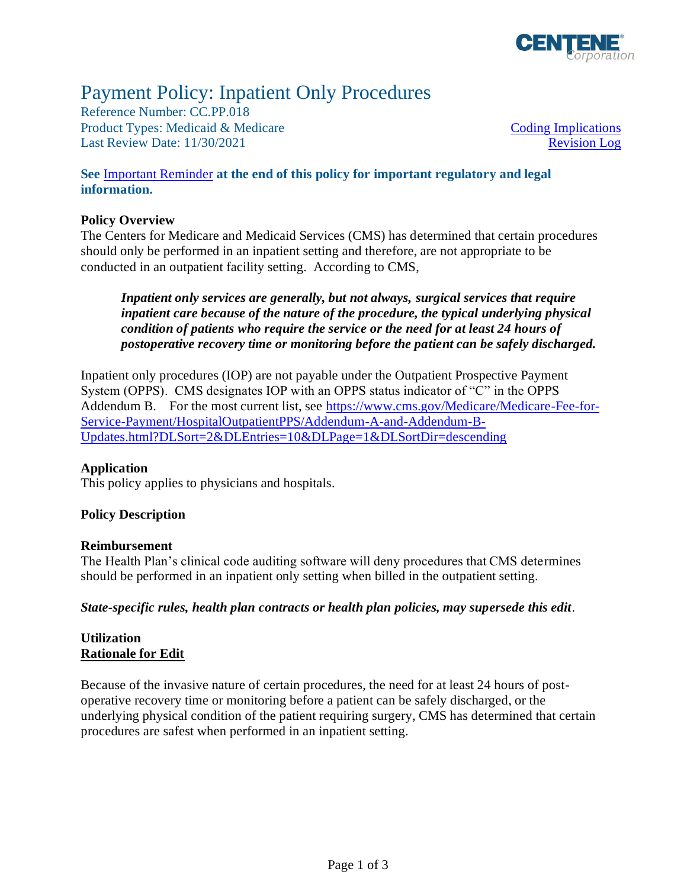# Payment Policy: Inpatient Only Procedures

Reference Number: CC.PP.018
Product Types: Medicaid & Medicare
Last Review Date: 11/30/2021

[Coding Implications](#)
[Revision Log](#)

**See [Important Reminder](#) at the end of this policy for important regulatory and legal information.**

## Policy Overview

The Centers for Medicare and Medicaid Services (CMS) has determined that certain procedures should only be performed in an inpatient setting and therefore, are not appropriate to be conducted in an outpatient facility setting. According to CMS,

> ***Inpatient only services are generally, but not always, surgical services that require inpatient care because of the nature of the procedure, the typical underlying physical condition of patients who require the service or the need for at least 24 hours of postoperative recovery time or monitoring before the patient can be safely discharged.***

Inpatient only procedures (IOP) are not payable under the Outpatient Prospective Payment System (OPPS). CMS designates IOP with an OPPS status indicator of "C" in the OPPS Addendum B. For the most current list, see https://www.cms.gov/Medicare/Medicare-Fee-for-Service-Payment/HospitalOutpatientPPS/Addendum-A-and-Addendum-B-Updates.html?DLSort=2&DLEntries=10&DLPage=1&DLSortDir=descending

## Application

This policy applies to physicians and hospitals.

## Policy Description

### Reimbursement

The Health Plan's clinical code auditing software will deny procedures that CMS determines should be performed in an inpatient only setting when billed in the outpatient setting.

***State-specific rules, health plan contracts or health plan policies, may supersede this edit***.

### Utilization

**Rationale for Edit**

Because of the invasive nature of certain procedures, the need for at least 24 hours of post-operative recovery time or monitoring before a patient can be safely discharged, or the underlying physical condition of the patient requiring surgery, CMS has determined that certain procedures are safest when performed in an inpatient setting.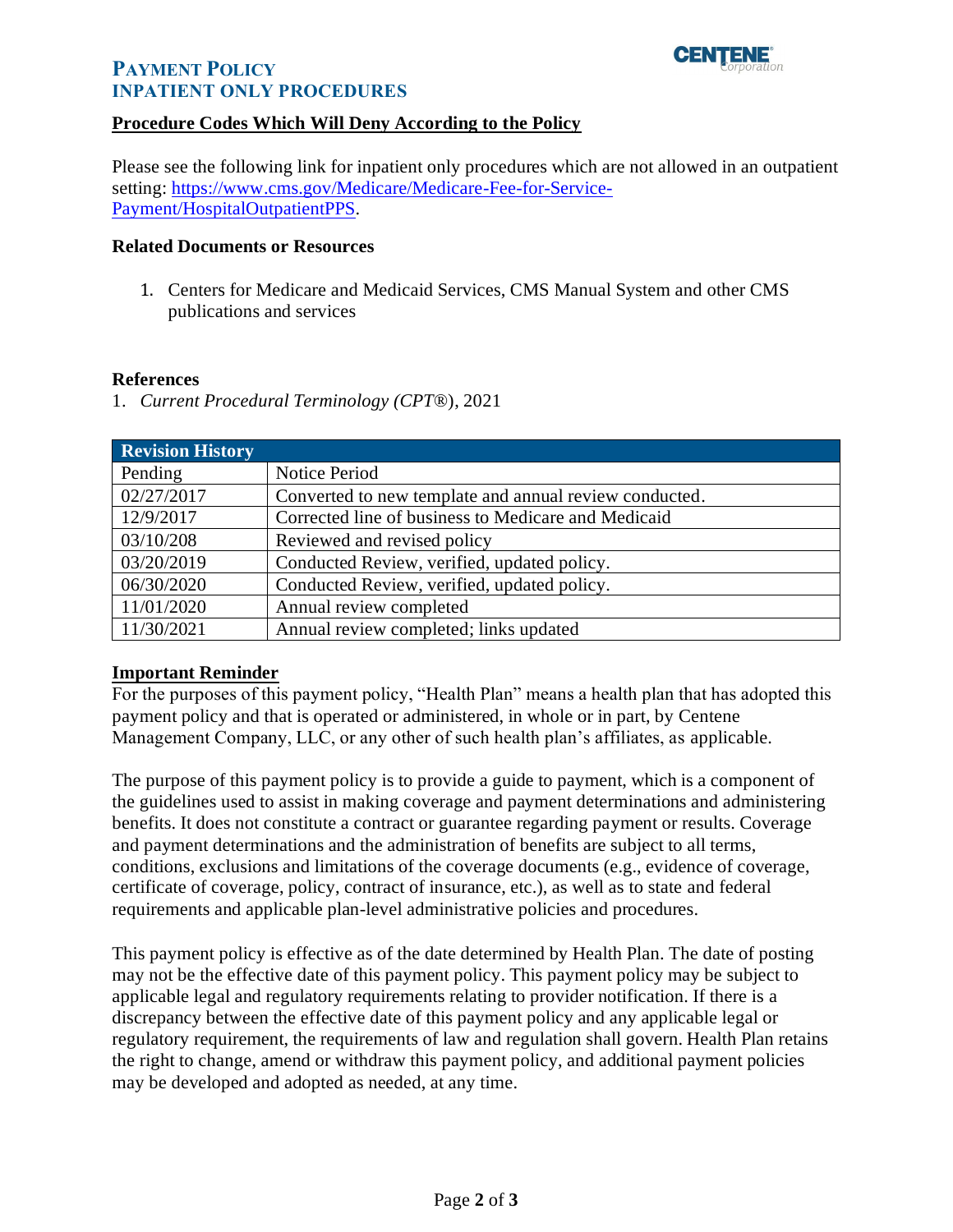## Procedure Codes Which Will Deny According to the Policy

Please see the following link for inpatient only procedures which are not allowed in an outpatient setting: [https://www.cms.gov/Medicare/Medicare-Fee-for-Service-Payment/HospitalOutpatientPPS](https://www.cms.gov/Medicare/Medicare-Fee-for-Service-Payment/HospitalOutpatientPPS).

### Related Documents or Resources

1. Centers for Medicare and Medicaid Services, CMS Manual System and other CMS publications and services

### References

1. *Current Procedural Terminology (CPT®)*, 2021

| Revision History | |
|---|---|
| Pending | Notice Period |
| 02/27/2017 | Converted to new template and annual review conducted. |
| 12/9/2017 | Corrected line of business to Medicare and Medicaid |
| 03/10/208 | Reviewed and revised policy |
| 03/20/2019 | Conducted Review, verified, updated policy. |
| 06/30/2020 | Conducted Review, verified, updated policy. |
| 11/01/2020 | Annual review completed |
| 11/30/2021 | Annual review completed; links updated |

## Important Reminder

For the purposes of this payment policy, "Health Plan" means a health plan that has adopted this payment policy and that is operated or administered, in whole or in part, by Centene Management Company, LLC, or any other of such health plan's affiliates, as applicable.

The purpose of this payment policy is to provide a guide to payment, which is a component of the guidelines used to assist in making coverage and payment determinations and administering benefits. It does not constitute a contract or guarantee regarding payment or results. Coverage and payment determinations and the administration of benefits are subject to all terms, conditions, exclusions and limitations of the coverage documents (e.g., evidence of coverage, certificate of coverage, policy, contract of insurance, etc.), as well as to state and federal requirements and applicable plan-level administrative policies and procedures.

This payment policy is effective as of the date determined by Health Plan. The date of posting may not be the effective date of this payment policy. This payment policy may be subject to applicable legal and regulatory requirements relating to provider notification. If there is a discrepancy between the effective date of this payment policy and any applicable legal or regulatory requirement, the requirements of law and regulation shall govern. Health Plan retains the right to change, amend or withdraw this payment policy, and additional payment policies may be developed and adopted as needed, at any time.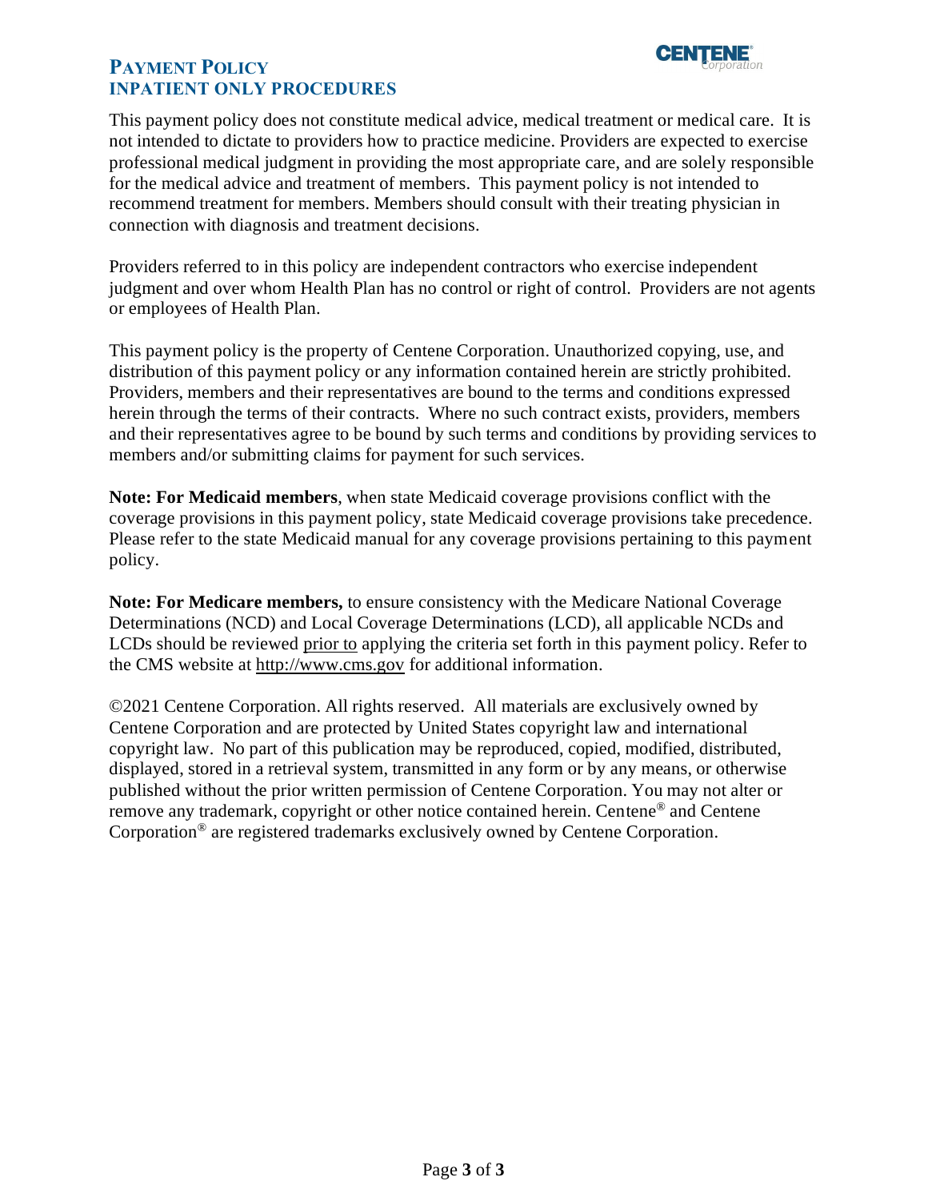This payment policy does not constitute medical advice, medical treatment or medical care. It is not intended to dictate to providers how to practice medicine. Providers are expected to exercise professional medical judgment in providing the most appropriate care, and are solely responsible for the medical advice and treatment of members. This payment policy is not intended to recommend treatment for members. Members should consult with their treating physician in connection with diagnosis and treatment decisions.

Providers referred to in this policy are independent contractors who exercise independent judgment and over whom Health Plan has no control or right of control. Providers are not agents or employees of Health Plan.

This payment policy is the property of Centene Corporation. Unauthorized copying, use, and distribution of this payment policy or any information contained herein are strictly prohibited. Providers, members and their representatives are bound to the terms and conditions expressed herein through the terms of their contracts. Where no such contract exists, providers, members and their representatives agree to be bound by such terms and conditions by providing services to members and/or submitting claims for payment for such services.

**Note: For Medicaid members**, when state Medicaid coverage provisions conflict with the coverage provisions in this payment policy, state Medicaid coverage provisions take precedence. Please refer to the state Medicaid manual for any coverage provisions pertaining to this payment policy.

**Note: For Medicare members,** to ensure consistency with the Medicare National Coverage Determinations (NCD) and Local Coverage Determinations (LCD), all applicable NCDs and LCDs should be reviewed prior to applying the criteria set forth in this payment policy. Refer to the CMS website at http://www.cms.gov for additional information.

©2021 Centene Corporation. All rights reserved. All materials are exclusively owned by Centene Corporation and are protected by United States copyright law and international copyright law. No part of this publication may be reproduced, copied, modified, distributed, displayed, stored in a retrieval system, transmitted in any form or by any means, or otherwise published without the prior written permission of Centene Corporation. You may not alter or remove any trademark, copyright or other notice contained herein. Centene® and Centene Corporation® are registered trademarks exclusively owned by Centene Corporation.